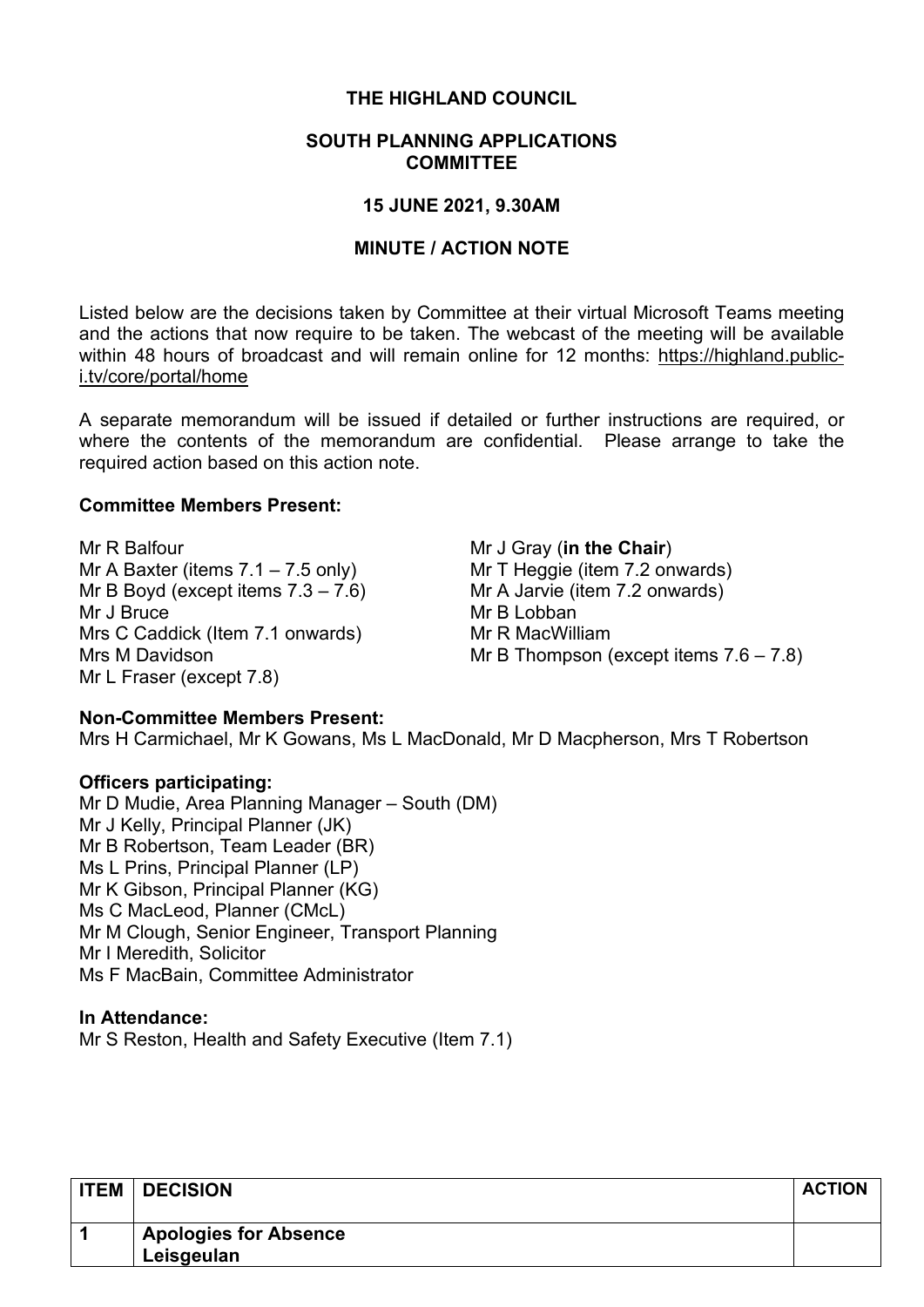# THE HIGHLAND COUNCIL

## SOUTH PLANNING APPLICATIONS COMMITTEE

### 15 JUNE 2021, 9.30AM

### MINUTE / ACTION NOTE

Listed below are the decisions taken by Committee at their virtual Microsoft Teams meeting and the actions that now require to be taken. The webcast of the meeting will be available within 48 hours of broadcast and will remain online for 12 months: https://highland.public-i.tv/core/portal/home

A separate memorandum will be issued if detailed or further instructions are required, or where the contents of the memorandum are confidential. Please arrange to take the required action based on this action note.

**Committee Members Present:**

Mr R Balfour
Mr A Baxter (items 7.1 – 7.5 only)
Mr B Boyd (except items 7.3 – 7.6)
Mr J Bruce
Mrs C Caddick (Item 7.1 onwards)
Mrs M Davidson
Mr L Fraser (except 7.8)
Mr J Gray (**in the Chair**)
Mr T Heggie (item 7.2 onwards)
Mr A Jarvie (item 7.2 onwards)
Mr B Lobban
Mr R MacWilliam
Mr B Thompson (except items 7.6 – 7.8)

**Non-Committee Members Present:**
Mrs H Carmichael, Mr K Gowans, Ms L MacDonald, Mr D Macpherson, Mrs T Robertson

**Officers participating:**
Mr D Mudie, Area Planning Manager – South (DM)
Mr J Kelly, Principal Planner (JK)
Mr B Robertson, Team Leader (BR)
Ms L Prins, Principal Planner (LP)
Mr K Gibson, Principal Planner (KG)
Ms C MacLeod, Planner (CMcL)
Mr M Clough, Senior Engineer, Transport Planning
Mr I Meredith, Solicitor
Ms F MacBain, Committee Administrator

**In Attendance:**
Mr S Reston, Health and Safety Executive (Item 7.1)

| ITEM | DECISION | ACTION |
|---|---|---|
| 1 | **Apologies for Absence**<br>**Leisgeulan** | |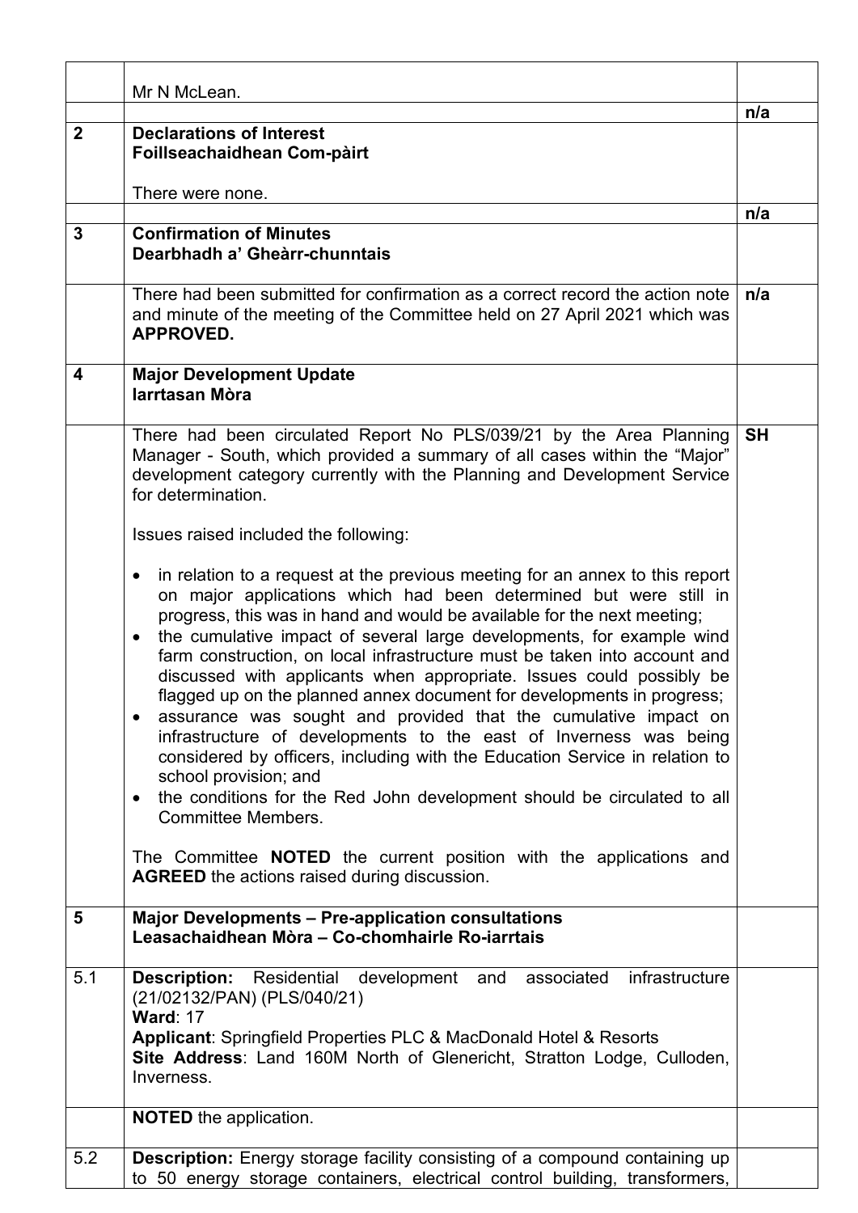| | | |
|---|---|---|
| | Mr N McLean. | |
| | | n/a |
| **2** | **Declarations of Interest**<br>**Foillseachaidhean Com-pàirt**<br><br>There were none. | |
| | | n/a |
| **3** | **Confirmation of Minutes**<br>**Dearbhadh a' Gheàrr-chunntais** | |
| | There had been submitted for confirmation as a correct record the action note and minute of the meeting of the Committee held on 27 April 2021 which was **APPROVED.** | n/a |
| **4** | **Major Development Update**<br>**Iarrtasan Mòra** | |
| | There had been circulated Report No PLS/039/21 by the Area Planning Manager - South, which provided a summary of all cases within the "Major" development category currently with the Planning and Development Service for determination.<br><br>Issues raised included the following:<br><br>• in relation to a request at the previous meeting for an annex to this report on major applications which had been determined but were still in progress, this was in hand and would be available for the next meeting;<br>• the cumulative impact of several large developments, for example wind farm construction, on local infrastructure must be taken into account and discussed with applicants when appropriate. Issues could possibly be flagged up on the planned annex document for developments in progress;<br>• assurance was sought and provided that the cumulative impact on infrastructure of developments to the east of Inverness was being considered by officers, including with the Education Service in relation to school provision; and<br>• the conditions for the Red John development should be circulated to all Committee Members.<br><br>The Committee **NOTED** the current position with the applications and **AGREED** the actions raised during discussion. | SH |
| **5** | **Major Developments – Pre-application consultations**<br>**Leasachaidhean Mòra – Co-chomhairle Ro-iarrtais** | |
| 5.1 | **Description:** Residential development and associated infrastructure (21/02132/PAN) (PLS/040/21)<br>**Ward**: 17<br>**Applicant**: Springfield Properties PLC & MacDonald Hotel & Resorts<br>**Site Address**: Land 160M North of Glenericht, Stratton Lodge, Culloden, Inverness. | |
| | **NOTED** the application. | |
| 5.2 | **Description:** Energy storage facility consisting of a compound containing up to 50 energy storage containers, electrical control building, transformers, | |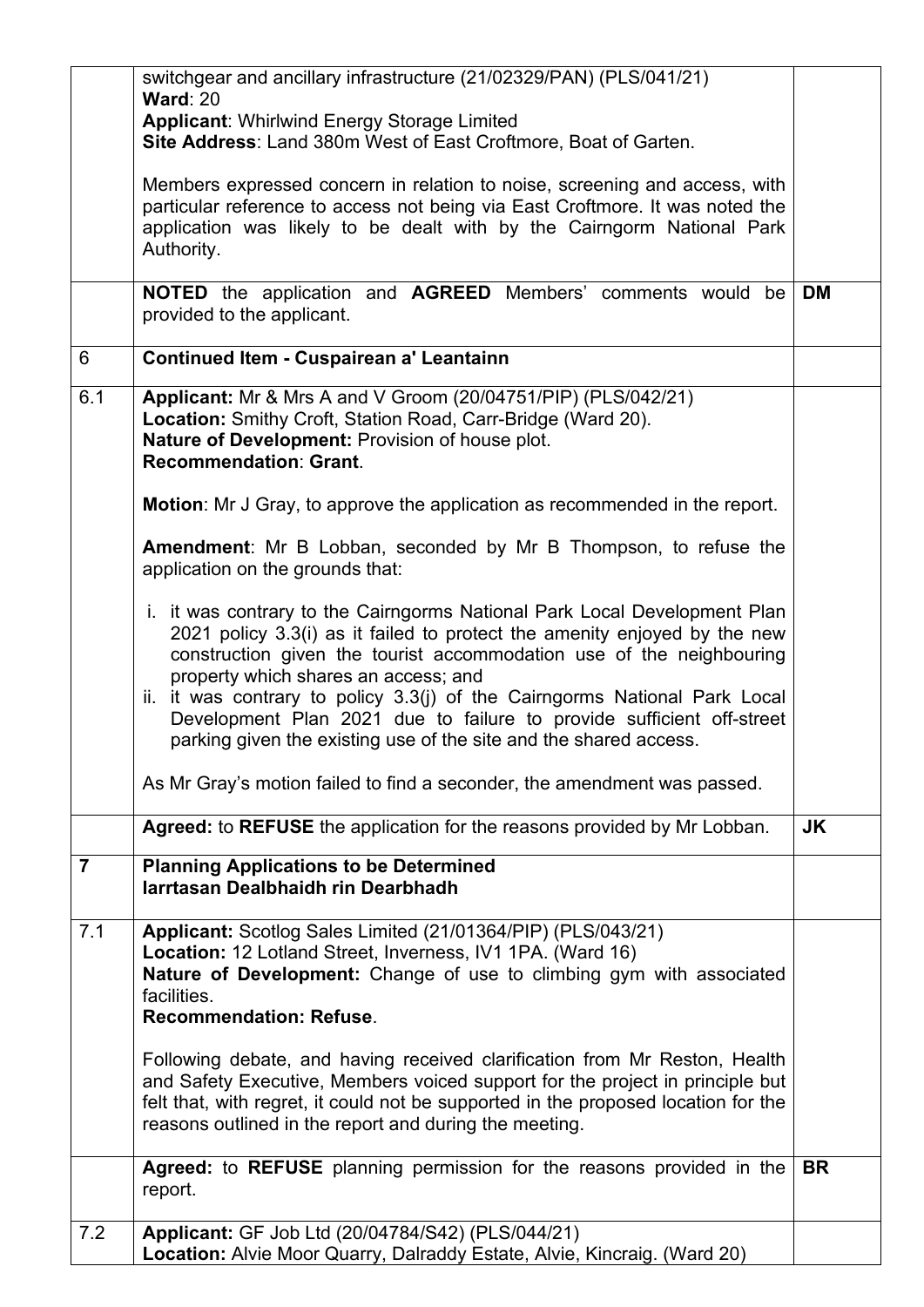| | | |
|---|---|---|
| | switchgear and ancillary infrastructure (21/02329/PAN) (PLS/041/21)<br>**Ward**: 20<br>**Applicant**: Whirlwind Energy Storage Limited<br>**Site Address**: Land 380m West of East Croftmore, Boat of Garten.<br><br>Members expressed concern in relation to noise, screening and access, with particular reference to access not being via East Croftmore. It was noted the application was likely to be dealt with by the Cairngorm National Park Authority. | |
| | **NOTED** the application and **AGREED** Members' comments would be provided to the applicant. | **DM** |
| 6 | **Continued Item - Cuspairean a' Leantainn** | |
| 6.1 | **Applicant:** Mr & Mrs A and V Groom (20/04751/PIP) (PLS/042/21)<br>**Location:** Smithy Croft, Station Road, Carr-Bridge (Ward 20).<br>**Nature of Development:** Provision of house plot.<br>**Recommendation**: **Grant**.<br><br>**Motion**: Mr J Gray, to approve the application as recommended in the report.<br><br>**Amendment**: Mr B Lobban, seconded by Mr B Thompson, to refuse the application on the grounds that:<br><br>i. it was contrary to the Cairngorms National Park Local Development Plan 2021 policy 3.3(i) as it failed to protect the amenity enjoyed by the new construction given the tourist accommodation use of the neighbouring property which shares an access; and<br>ii. it was contrary to policy 3.3(j) of the Cairngorms National Park Local Development Plan 2021 due to failure to provide sufficient off-street parking given the existing use of the site and the shared access.<br><br>As Mr Gray's motion failed to find a seconder, the amendment was passed. | |
| | **Agreed:** to **REFUSE** the application for the reasons provided by Mr Lobban. | **JK** |
| **7** | **Planning Applications to be Determined**<br>**Iarrtasan Dealbhaidh rin Dearbhadh** | |
| 7.1 | **Applicant:** Scotlog Sales Limited (21/01364/PIP) (PLS/043/21)<br>**Location:** 12 Lotland Street, Inverness, IV1 1PA. (Ward 16)<br>**Nature of Development:** Change of use to climbing gym with associated facilities.<br>**Recommendation: Refuse**.<br><br>Following debate, and having received clarification from Mr Reston, Health and Safety Executive, Members voiced support for the project in principle but felt that, with regret, it could not be supported in the proposed location for the reasons outlined in the report and during the meeting. | |
| | **Agreed:** to **REFUSE** planning permission for the reasons provided in the report. | **BR** |
| 7.2 | **Applicant:** GF Job Ltd (20/04784/S42) (PLS/044/21)<br>**Location:** Alvie Moor Quarry, Dalraddy Estate, Alvie, Kincraig. (Ward 20) | |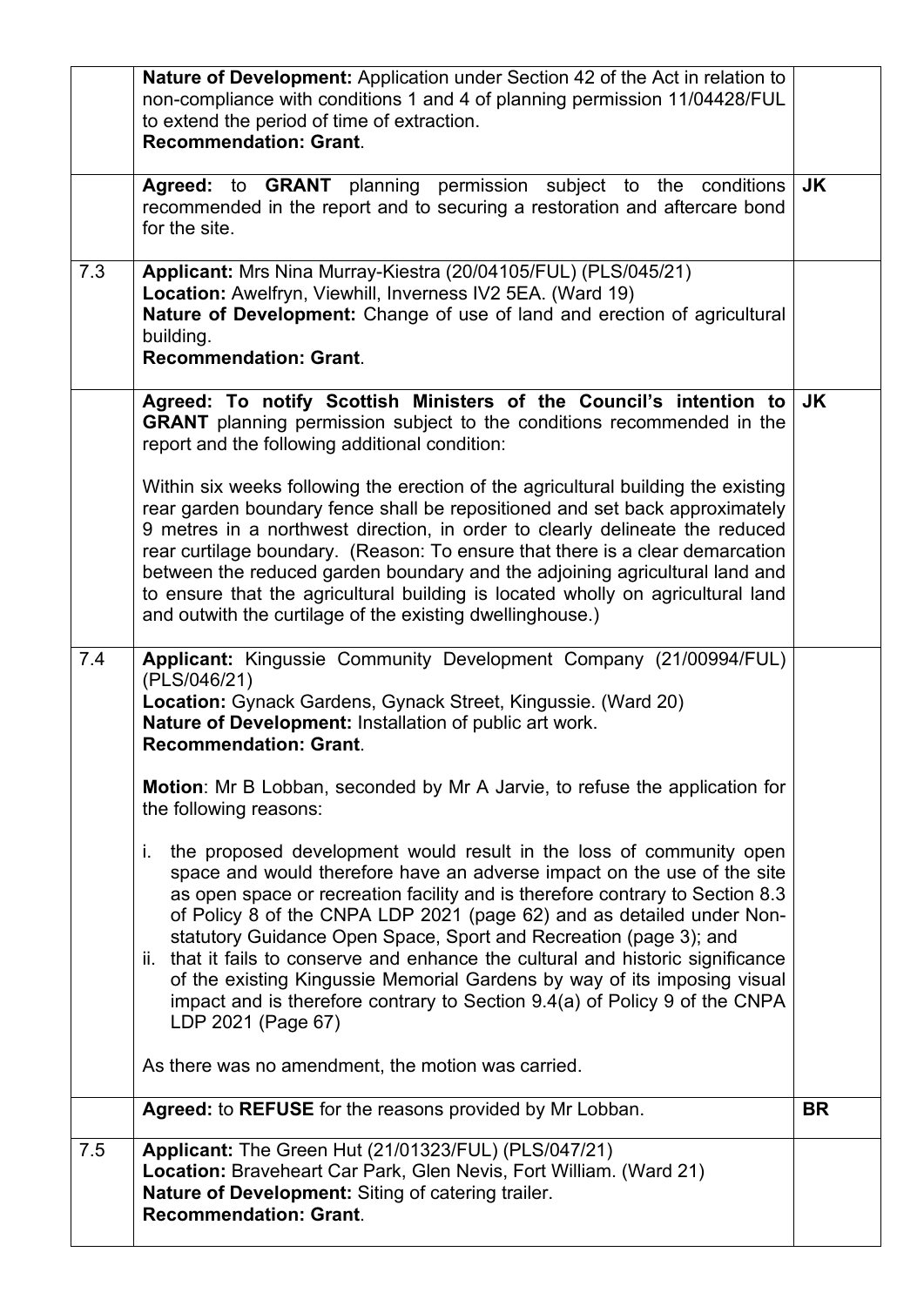| | | |
|---|---|---|
| | **Nature of Development:** Application under Section 42 of the Act in relation to non-compliance with conditions 1 and 4 of planning permission 11/04428/FUL to extend the period of time of extraction.<br>**Recommendation: Grant**. | |
| | **Agreed:** to **GRANT** planning permission subject to the conditions recommended in the report and to securing a restoration and aftercare bond for the site. | **JK** |
| 7.3 | **Applicant:** Mrs Nina Murray-Kiestra (20/04105/FUL) (PLS/045/21)<br>**Location:** Awelfryn, Viewhill, Inverness IV2 5EA. (Ward 19)<br>**Nature of Development:** Change of use of land and erection of agricultural building.<br>**Recommendation: Grant**. | |
| | **Agreed: To notify Scottish Ministers of the Council's intention to GRANT** planning permission subject to the conditions recommended in the report and the following additional condition:<br><br>Within six weeks following the erection of the agricultural building the existing rear garden boundary fence shall be repositioned and set back approximately 9 metres in a northwest direction, in order to clearly delineate the reduced rear curtilage boundary. (Reason: To ensure that there is a clear demarcation between the reduced garden boundary and the adjoining agricultural land and to ensure that the agricultural building is located wholly on agricultural land and outwith the curtilage of the existing dwellinghouse.) | **JK** |
| 7.4 | **Applicant:** Kingussie Community Development Company (21/00994/FUL) (PLS/046/21)<br>**Location:** Gynack Gardens, Gynack Street, Kingussie. (Ward 20)<br>**Nature of Development:** Installation of public art work.<br>**Recommendation: Grant**.<br><br>**Motion**: Mr B Lobban, seconded by Mr A Jarvie, to refuse the application for the following reasons:<br><br>i. the proposed development would result in the loss of community open space and would therefore have an adverse impact on the use of the site as open space or recreation facility and is therefore contrary to Section 8.3 of Policy 8 of the CNPA LDP 2021 (page 62) and as detailed under Non-statutory Guidance Open Space, Sport and Recreation (page 3); and<br>ii. that it fails to conserve and enhance the cultural and historic significance of the existing Kingussie Memorial Gardens by way of its imposing visual impact and is therefore contrary to Section 9.4(a) of Policy 9 of the CNPA LDP 2021 (Page 67)<br><br>As there was no amendment, the motion was carried. | |
| | **Agreed:** to **REFUSE** for the reasons provided by Mr Lobban. | **BR** |
| 7.5 | **Applicant:** The Green Hut (21/01323/FUL) (PLS/047/21)<br>**Location:** Braveheart Car Park, Glen Nevis, Fort William. (Ward 21)<br>**Nature of Development:** Siting of catering trailer.<br>**Recommendation: Grant**. | |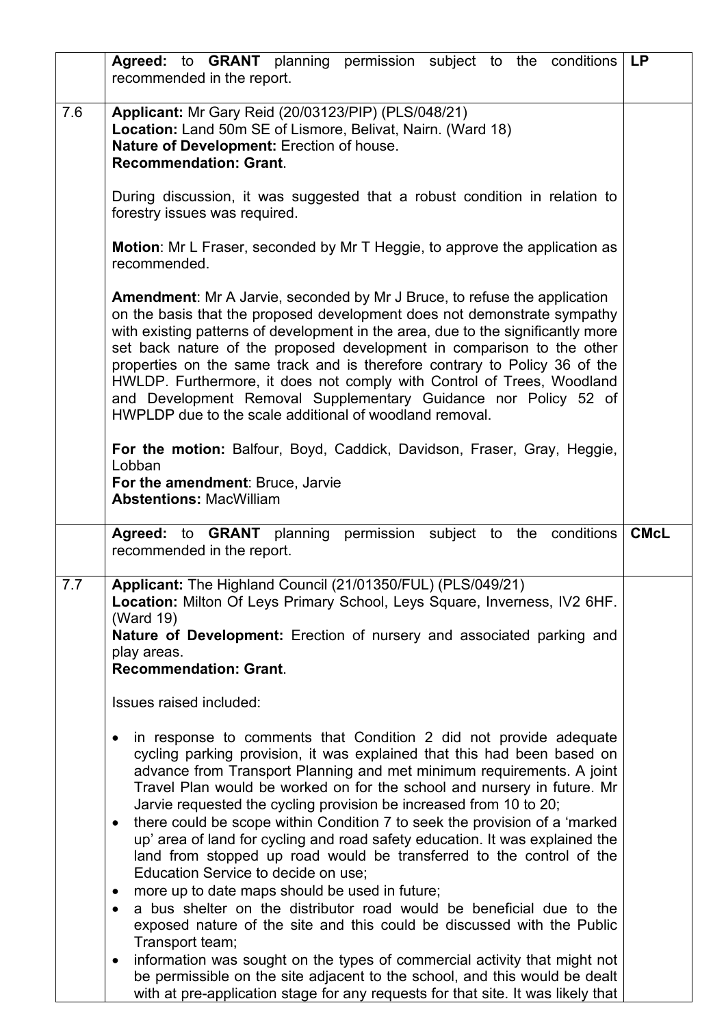| | | |
|---|---|---|
| | **Agreed:** to **GRANT** planning permission subject to the conditions recommended in the report. | **LP** |
| 7.6 | **Applicant:** Mr Gary Reid (20/03123/PIP) (PLS/048/21)<br>**Location:** Land 50m SE of Lismore, Belivat, Nairn. (Ward 18)<br>**Nature of Development:** Erection of house.<br>**Recommendation: Grant**.<br><br>During discussion, it was suggested that a robust condition in relation to forestry issues was required.<br><br>**Motion**: Mr L Fraser, seconded by Mr T Heggie, to approve the application as recommended.<br><br>**Amendment**: Mr A Jarvie, seconded by Mr J Bruce, to refuse the application on the basis that the proposed development does not demonstrate sympathy with existing patterns of development in the area, due to the significantly more set back nature of the proposed development in comparison to the other properties on the same track and is therefore contrary to Policy 36 of the HWLDP. Furthermore, it does not comply with Control of Trees, Woodland and Development Removal Supplementary Guidance nor Policy 52 of HWPLDP due to the scale additional of woodland removal.<br><br>**For the motion:** Balfour, Boyd, Caddick, Davidson, Fraser, Gray, Heggie, Lobban<br>**For the amendment**: Bruce, Jarvie<br>**Abstentions:** MacWilliam | |
| | **Agreed:** to **GRANT** planning permission subject to the conditions recommended in the report. | **CMcL** |
| 7.7 | **Applicant:** The Highland Council (21/01350/FUL) (PLS/049/21)<br>**Location:** Milton Of Leys Primary School, Leys Square, Inverness, IV2 6HF. (Ward 19)<br>**Nature of Development:** Erection of nursery and associated parking and play areas.<br>**Recommendation: Grant**.<br><br>Issues raised included:<br><br>• in response to comments that Condition 2 did not provide adequate cycling parking provision, it was explained that this had been based on advance from Transport Planning and met minimum requirements. A joint Travel Plan would be worked on for the school and nursery in future. Mr Jarvie requested the cycling provision be increased from 10 to 20;<br>• there could be scope within Condition 7 to seek the provision of a 'marked up' area of land for cycling and road safety education. It was explained the land from stopped up road would be transferred to the control of the Education Service to decide on use;<br>• more up to date maps should be used in future;<br>• a bus shelter on the distributor road would be beneficial due to the exposed nature of the site and this could be discussed with the Public Transport team;<br>• information was sought on the types of commercial activity that might not be permissible on the site adjacent to the school, and this would be dealt with at pre-application stage for any requests for that site. It was likely that | |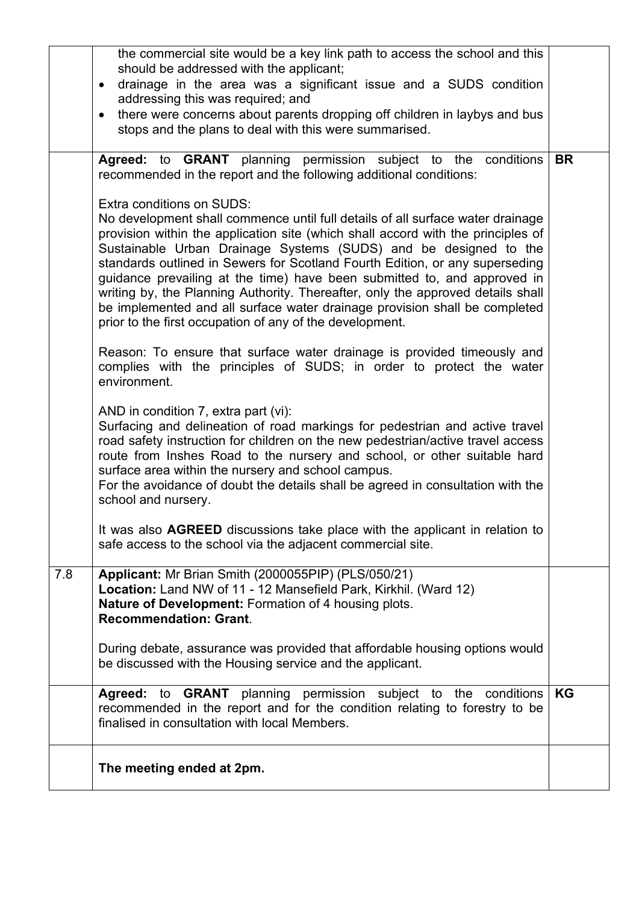| | | |
|---|---|---|
| | <ul><li>the commercial site would be a key link path to access the school and this should be addressed with the applicant;</li><li>drainage in the area was a significant issue and a SUDS condition addressing this was required; and</li><li>there were concerns about parents dropping off children in laybys and bus stops and the plans to deal with this were summarised.</li></ul> | |
| | **Agreed:** to **GRANT** planning permission subject to the conditions recommended in the report and the following additional conditions:<br><br>Extra conditions on SUDS:<br>No development shall commence until full details of all surface water drainage provision within the application site (which shall accord with the principles of Sustainable Urban Drainage Systems (SUDS) and be designed to the standards outlined in Sewers for Scotland Fourth Edition, or any superseding guidance prevailing at the time) have been submitted to, and approved in writing by, the Planning Authority. Thereafter, only the approved details shall be implemented and all surface water drainage provision shall be completed prior to the first occupation of any of the development.<br><br>Reason: To ensure that surface water drainage is provided timeously and complies with the principles of SUDS; in order to protect the water environment.<br><br>AND in condition 7, extra part (vi):<br>Surfacing and delineation of road markings for pedestrian and active travel road safety instruction for children on the new pedestrian/active travel access route from Inshes Road to the nursery and school, or other suitable hard surface area within the nursery and school campus.<br>For the avoidance of doubt the details shall be agreed in consultation with the school and nursery.<br><br>It was also **AGREED** discussions take place with the applicant in relation to safe access to the school via the adjacent commercial site. | **BR** |
| 7.8 | **Applicant:** Mr Brian Smith (2000055PIP) (PLS/050/21)<br>**Location:** Land NW of 11 - 12 Mansefield Park, Kirkhil. (Ward 12)<br>**Nature of Development:** Formation of 4 housing plots.<br>**Recommendation: Grant**.<br><br>During debate, assurance was provided that affordable housing options would be discussed with the Housing service and the applicant. | |
| | **Agreed:** to **GRANT** planning permission subject to the conditions recommended in the report and for the condition relating to forestry to be finalised in consultation with local Members. | **KG** |
| | **The meeting ended at 2pm.** | |